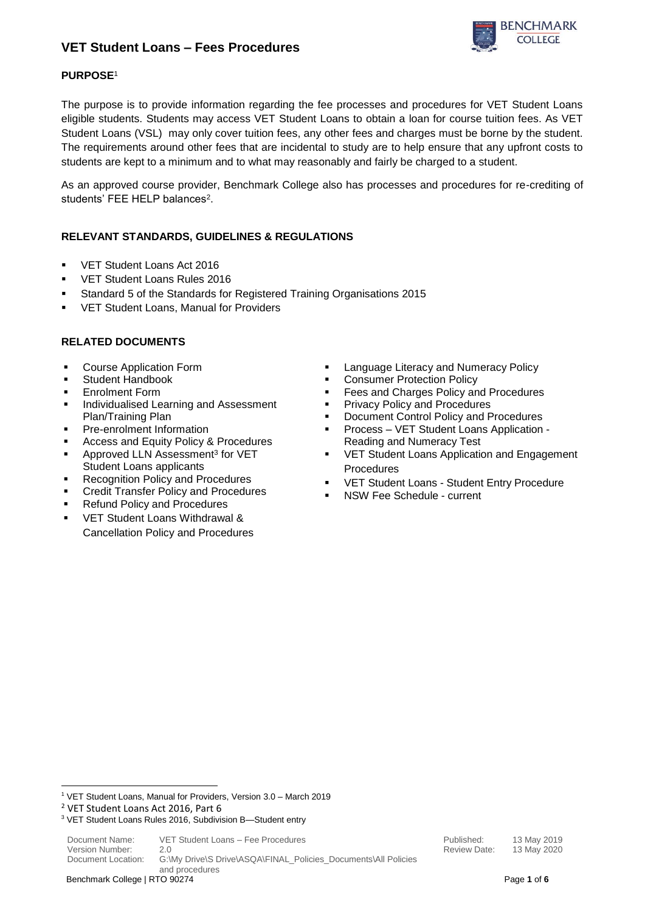# VET Student Loans – Fees Procedures

## PURPOSE[1]

The purpose is to provide information regarding the fee processes and procedures for VET Student Loans eligible students. Students may access VET Student Loans to obtain a loan for course tuition fees. As VET Student Loans (VSL) may only cover tuition fees, any other fees and charges must be borne by the student. The requirements around other fees that are incidental to study are to help ensure that any upfront costs to students are kept to a minimum and to what may reasonably and fairly be charged to a student.

As an approved course provider, Benchmark College also has processes and procedures for re-crediting of students' FEE HELP balances[2].

## RELEVANT STANDARDS, GUIDELINES & REGULATIONS

- VET Student Loans Act 2016
- VET Student Loans Rules 2016
- Standard 5 of the Standards for Registered Training Organisations 2015
- VET Student Loans, Manual for Providers

## RELATED DOCUMENTS

- Course Application Form
- Student Handbook
- Enrolment Form
- Individualised Learning and Assessment Plan/Training Plan
- Pre-enrolment Information
- Access and Equity Policy & Procedures
- Approved LLN Assessment[3] for VET Student Loans applicants
- Recognition Policy and Procedures
- Credit Transfer Policy and Procedures
- Refund Policy and Procedures
- VET Student Loans Withdrawal & Cancellation Policy and Procedures
- Language Literacy and Numeracy Policy
- Consumer Protection Policy
- Fees and Charges Policy and Procedures
- Privacy Policy and Procedures
- Document Control Policy and Procedures
- Process – VET Student Loans Application - Reading and Numeracy Test
- VET Student Loans Application and Engagement Procedures
- VET Student Loans - Student Entry Procedure
- NSW Fee Schedule - current

[1] VET Student Loans, Manual for Providers, Version 3.0 – March 2019

[2] VET Student Loans Act 2016, Part 6

[3] VET Student Loans Rules 2016, Subdivision B—Student entry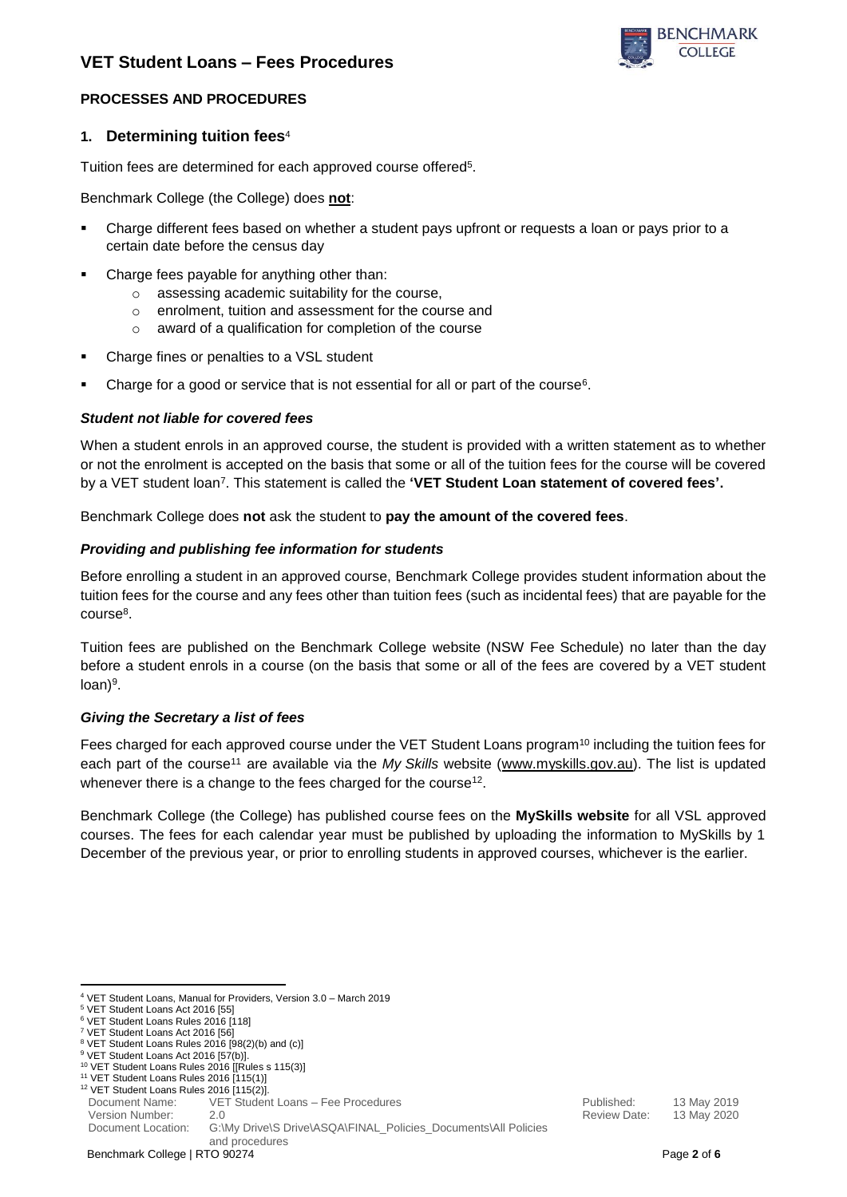## PROCESSES AND PROCEDURES

### 1. Determining tuition fees[4]

Tuition fees are determined for each approved course offered[5].

Benchmark College (the College) does **not**:

- Charge different fees based on whether a student pays upfront or requests a loan or pays prior to a certain date before the census day
- Charge fees payable for anything other than:
  - assessing academic suitability for the course,
  - enrolment, tuition and assessment for the course and
  - award of a qualification for completion of the course
- Charge fines or penalties to a VSL student
- Charge for a good or service that is not essential for all or part of the course[6].

#### *Student not liable for covered fees*

When a student enrols in an approved course, the student is provided with a written statement as to whether or not the enrolment is accepted on the basis that some or all of the tuition fees for the course will be covered by a VET student loan[7]. This statement is called the **'VET Student Loan statement of covered fees'.**

Benchmark College does **not** ask the student to **pay the amount of the covered fees**.

#### *Providing and publishing fee information for students*

Before enrolling a student in an approved course, Benchmark College provides student information about the tuition fees for the course and any fees other than tuition fees (such as incidental fees) that are payable for the course[8].

Tuition fees are published on the Benchmark College website (NSW Fee Schedule) no later than the day before a student enrols in a course (on the basis that some or all of the fees are covered by a VET student loan)[9].

#### *Giving the Secretary a list of fees*

Fees charged for each approved course under the VET Student Loans program[10] including the tuition fees for each part of the course[11] are available via the *My Skills* website (www.myskills.gov.au). The list is updated whenever there is a change to the fees charged for the course[12].

Benchmark College (the College) has published course fees on the **MySkills website** for all VSL approved courses. The fees for each calendar year must be published by uploading the information to MySkills by 1 December of the previous year, or prior to enrolling students in approved courses, whichever is the earlier.

---

[4] VET Student Loans, Manual for Providers, Version 3.0 – March 2019
[5] VET Student Loans Act 2016 [55]
[6] VET Student Loans Rules 2016 [118]
[7] VET Student Loans Act 2016 [56]
[8] VET Student Loans Rules 2016 [98(2)(b) and (c)]
[9] VET Student Loans Act 2016 [57(b)].
[10] VET Student Loans Rules 2016 [[Rules s 115(3)]
[11] VET Student Loans Rules 2016 [115(1)]
[12] VET Student Loans Rules 2016 [115(2)].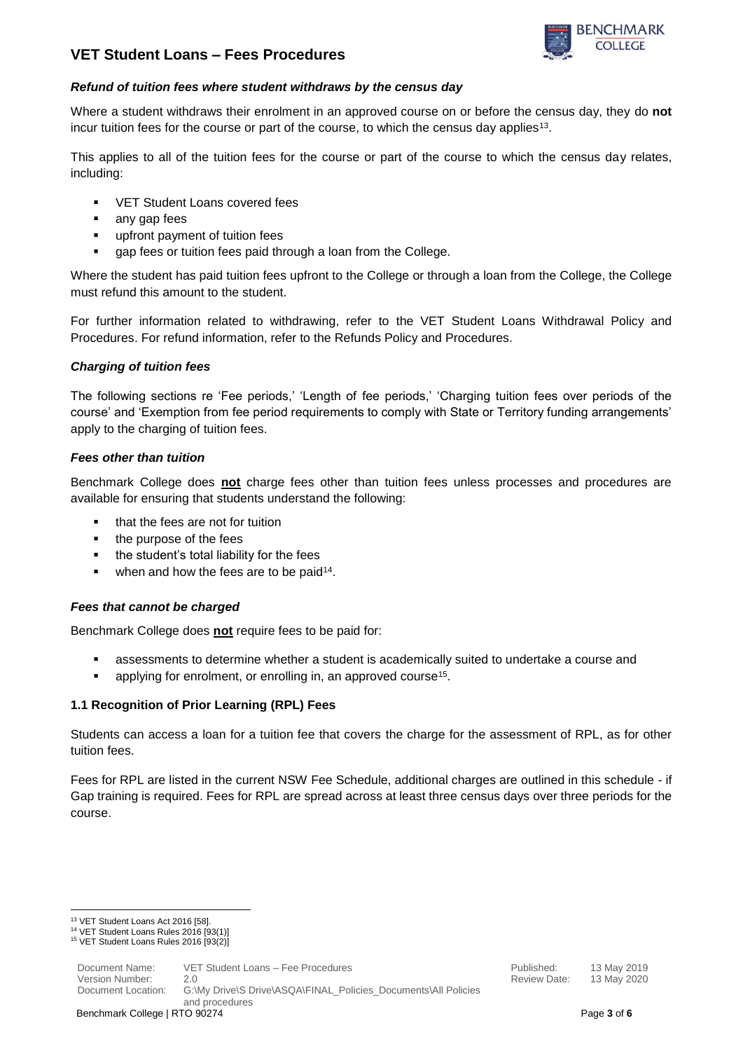### *Refund of tuition fees where student withdraws by the census day*

Where a student withdraws their enrolment in an approved course on or before the census day, they do **not** incur tuition fees for the course or part of the course, to which the census day applies[13].

This applies to all of the tuition fees for the course or part of the course to which the census day relates, including:

- VET Student Loans covered fees
- any gap fees
- upfront payment of tuition fees
- gap fees or tuition fees paid through a loan from the College.

Where the student has paid tuition fees upfront to the College or through a loan from the College, the College must refund this amount to the student.

For further information related to withdrawing, refer to the VET Student Loans Withdrawal Policy and Procedures. For refund information, refer to the Refunds Policy and Procedures.

### *Charging of tuition fees*

The following sections re 'Fee periods,' 'Length of fee periods,' 'Charging tuition fees over periods of the course' and 'Exemption from fee period requirements to comply with State or Territory funding arrangements' apply to the charging of tuition fees.

### *Fees other than tuition*

Benchmark College does **not** charge fees other than tuition fees unless processes and procedures are available for ensuring that students understand the following:

- that the fees are not for tuition
- the purpose of the fees
- the student's total liability for the fees
- when and how the fees are to be paid[14].

### *Fees that cannot be charged*

Benchmark College does **not** require fees to be paid for:

- assessments to determine whether a student is academically suited to undertake a course and
- applying for enrolment, or enrolling in, an approved course[15].

### 1.1 Recognition of Prior Learning (RPL) Fees

Students can access a loan for a tuition fee that covers the charge for the assessment of RPL, as for other tuition fees.

Fees for RPL are listed in the current NSW Fee Schedule, additional charges are outlined in this schedule - if Gap training is required. Fees for RPL are spread across at least three census days over three periods for the course.

---

[13] VET Student Loans Act 2016 [58].
[14] VET Student Loans Rules 2016 [93(1)]
[15] VET Student Loans Rules 2016 [93(2)]

| Document Name: | VET Student Loans – Fee Procedures | Published: | 13 May 2019 |
|---|---|---|---|
| Version Number: | 2.0 | Review Date: | 13 May 2020 |
| Document Location: | G:\My Drive\S Drive\ASQA\FINAL_Policies_Documents\All Policies and procedures | | |

Benchmark College | RTO 90274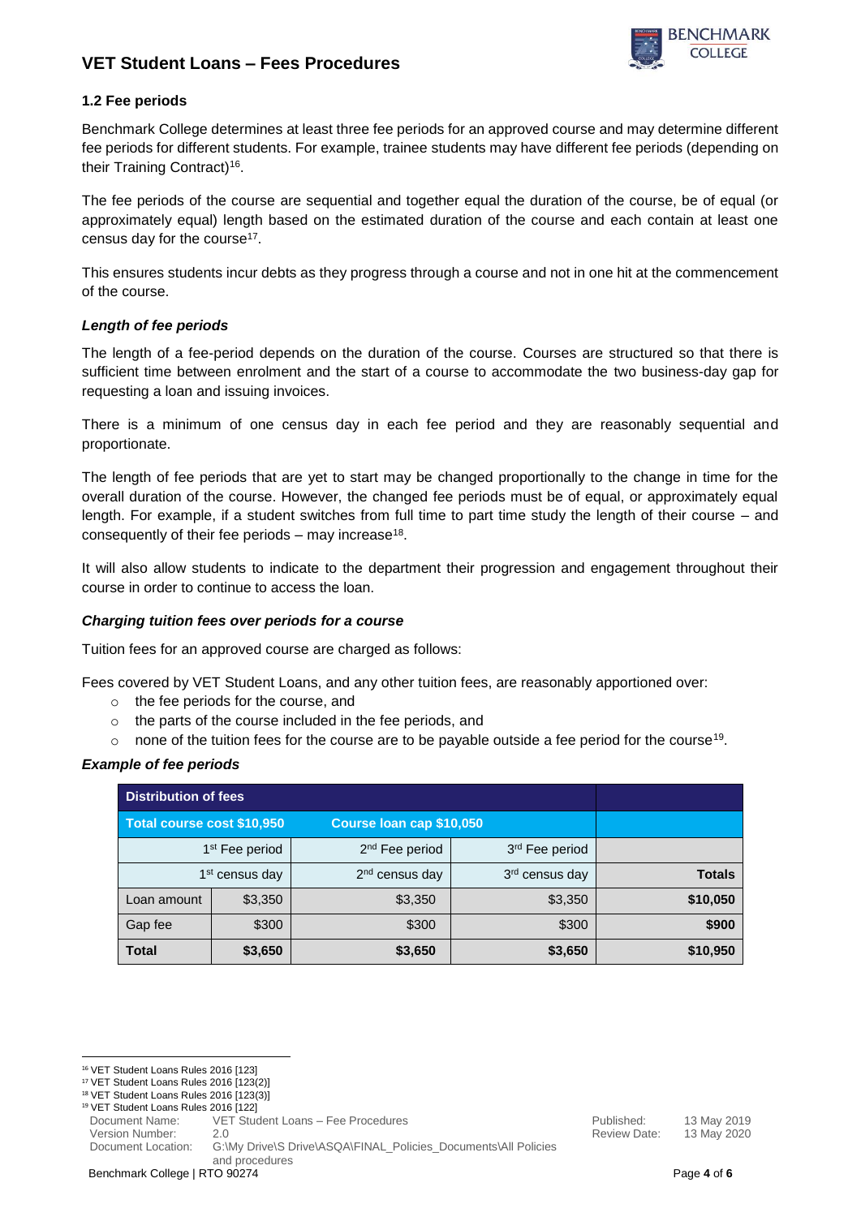### 1.2 Fee periods

Benchmark College determines at least three fee periods for an approved course and may determine different fee periods for different students. For example, trainee students may have different fee periods (depending on their Training Contract)[16].

The fee periods of the course are sequential and together equal the duration of the course, be of equal (or approximately equal) length based on the estimated duration of the course and each contain at least one census day for the course[17].

This ensures students incur debts as they progress through a course and not in one hit at the commencement of the course.

#### *Length of fee periods*

The length of a fee-period depends on the duration of the course. Courses are structured so that there is sufficient time between enrolment and the start of a course to accommodate the two business-day gap for requesting a loan and issuing invoices.

There is a minimum of one census day in each fee period and they are reasonably sequential and proportionate.

The length of fee periods that are yet to start may be changed proportionally to the change in time for the overall duration of the course. However, the changed fee periods must be of equal, or approximately equal length. For example, if a student switches from full time to part time study the length of their course – and consequently of their fee periods – may increase[18].

It will also allow students to indicate to the department their progression and engagement throughout their course in order to continue to access the loan.

#### *Charging tuition fees over periods for a course*

Tuition fees for an approved course are charged as follows:

Fees covered by VET Student Loans, and any other tuition fees, are reasonably apportioned over:

- the fee periods for the course, and
- the parts of the course included in the fee periods, and
- none of the tuition fees for the course are to be payable outside a fee period for the course[19].

#### *Example of fee periods*

| **Distribution of fees** | | | | |
|---|---|---|---|---|
| **Total course cost $10,950** | | **Course loan cap $10,050** | | |
| 1st Fee period | | 2nd Fee period | 3rd Fee period | |
| 1st census day | | 2nd census day | 3rd census day | **Totals** |
| Loan amount | $3,350 | $3,350 | $3,350 | **$10,050** |
| Gap fee | $300 | $300 | $300 | **$900** |
| **Total** | **$3,650** | **$3,650** | **$3,650** | **$10,950** |

[16] VET Student Loans Rules 2016 [123]
[17] VET Student Loans Rules 2016 [123(2)]
[18] VET Student Loans Rules 2016 [123(3)]
[19] VET Student Loans Rules 2016 [122]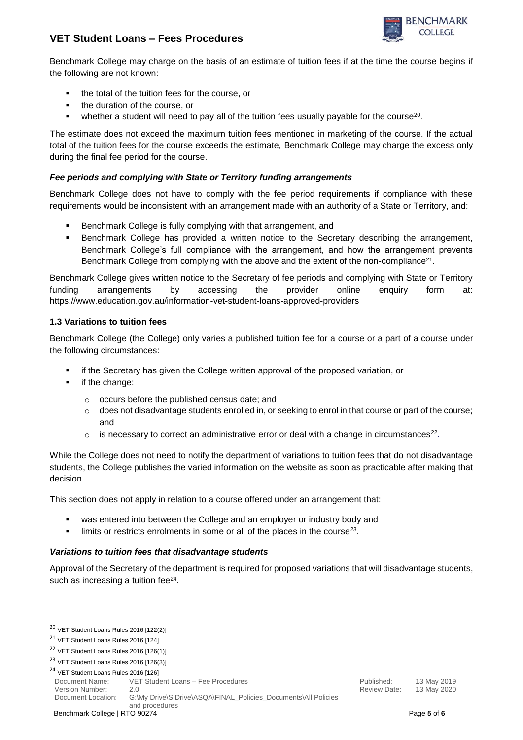Benchmark College may charge on the basis of an estimate of tuition fees if at the time the course begins if the following are not known:

- the total of the tuition fees for the course, or
- the duration of the course, or
- whether a student will need to pay all of the tuition fees usually payable for the course[20].

The estimate does not exceed the maximum tuition fees mentioned in marketing of the course. If the actual total of the tuition fees for the course exceeds the estimate, Benchmark College may charge the excess only during the final fee period for the course.

### *Fee periods and complying with State or Territory funding arrangements*

Benchmark College does not have to comply with the fee period requirements if compliance with these requirements would be inconsistent with an arrangement made with an authority of a State or Territory, and:

- Benchmark College is fully complying with that arrangement, and
- Benchmark College has provided a written notice to the Secretary describing the arrangement, Benchmark College's full compliance with the arrangement, and how the arrangement prevents Benchmark College from complying with the above and the extent of the non-compliance[21].

Benchmark College gives written notice to the Secretary of fee periods and complying with State or Territory funding arrangements by accessing the provider online enquiry form at: https://www.education.gov.au/information-vet-student-loans-approved-providers

### 1.3 Variations to tuition fees

Benchmark College (the College) only varies a published tuition fee for a course or a part of a course under the following circumstances:

- if the Secretary has given the College written approval of the proposed variation, or
- if the change:
  - occurs before the published census date; and
  - does not disadvantage students enrolled in, or seeking to enrol in that course or part of the course; and
  - is necessary to correct an administrative error or deal with a change in circumstances[22].

While the College does not need to notify the department of variations to tuition fees that do not disadvantage students, the College publishes the varied information on the website as soon as practicable after making that decision.

This section does not apply in relation to a course offered under an arrangement that:

- was entered into between the College and an employer or industry body and
- limits or restricts enrolments in some or all of the places in the course[23].

### *Variations to tuition fees that disadvantage students*

Approval of the Secretary of the department is required for proposed variations that will disadvantage students, such as increasing a tuition fee[24].

---

[20] VET Student Loans Rules 2016 [122(2)]

[21] VET Student Loans Rules 2016 [124]

[22] VET Student Loans Rules 2016 [126(1)]

[23] VET Student Loans Rules 2016 [126(3)]

[24] VET Student Loans Rules 2016 [126]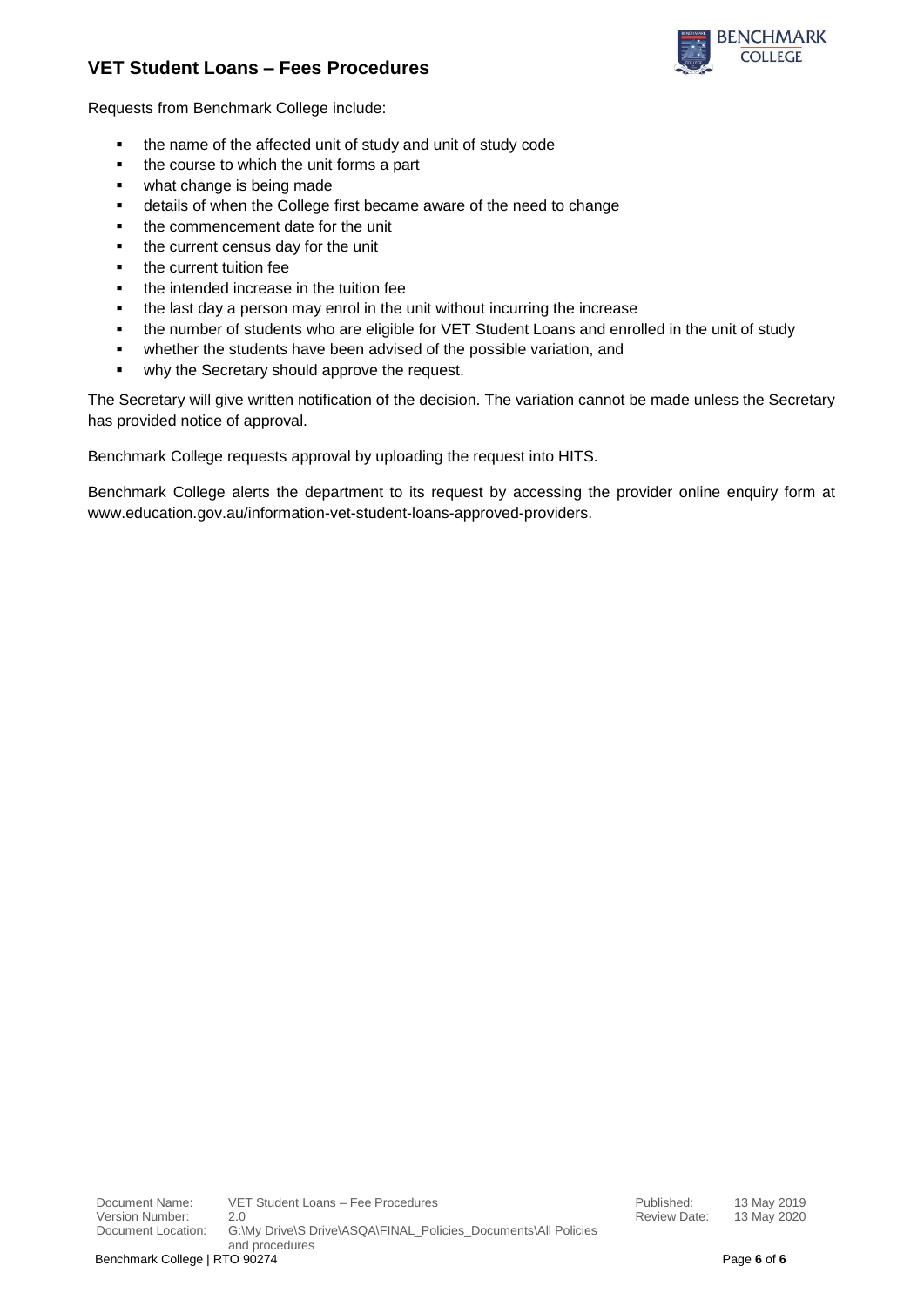Requests from Benchmark College include:

- the name of the affected unit of study and unit of study code
- the course to which the unit forms a part
- what change is being made
- details of when the College first became aware of the need to change
- the commencement date for the unit
- the current census day for the unit
- the current tuition fee
- the intended increase in the tuition fee
- the last day a person may enrol in the unit without incurring the increase
- the number of students who are eligible for VET Student Loans and enrolled in the unit of study
- whether the students have been advised of the possible variation, and
- why the Secretary should approve the request.

The Secretary will give written notification of the decision. The variation cannot be made unless the Secretary has provided notice of approval.

Benchmark College requests approval by uploading the request into HITS.

Benchmark College alerts the department to its request by accessing the provider online enquiry form at www.education.gov.au/information-vet-student-loans-approved-providers.